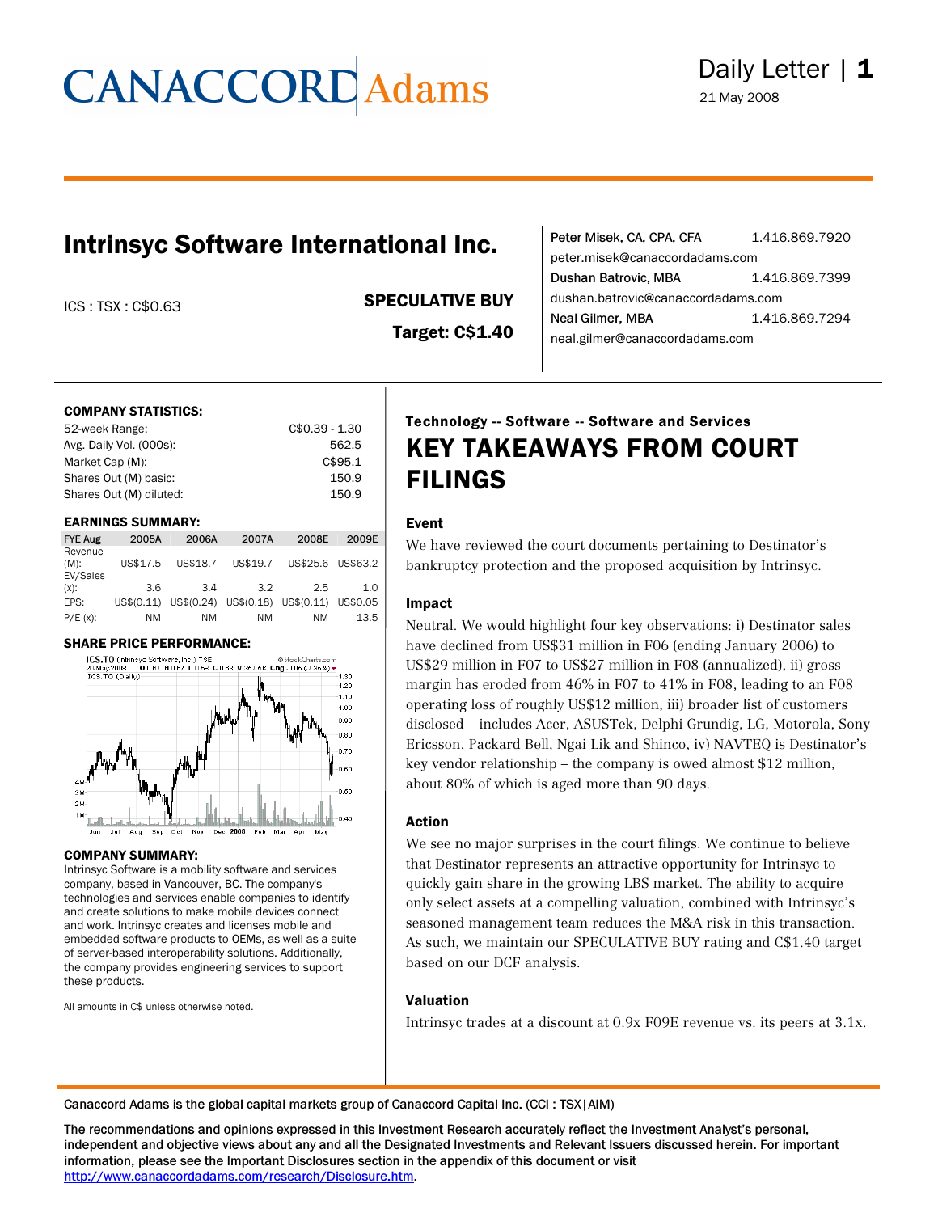# CANACCORD Adams

Daily Letter

21 May 2008

## Intrinsyc Software International Inc.

ICS : TSX : C$0.63

**SPECULATIVE BUY**

**Target: C$1.40**

Peter Misek, CA, CPA, CFA 1.416.869.7920
peter.misek@canaccordadams.com

Dushan Batrovic, MBA 1.416.869.7399
dushan.batrovic@canaccordadams.com

Neal Gilmer, MBA 1.416.869.7294
neal.gilmer@canaccordadams.com

### COMPANY STATISTICS:

| | |
|---|---|
| 52-week Range: | C$0.39 - 1.30 |
| Avg. Daily Vol. (000s): | 562.5 |
| Market Cap (M): | C$95.1 |
| Shares Out (M) basic: | 150.9 |
| Shares Out (M) diluted: | 150.9 |

### EARNINGS SUMMARY:

| FYE Aug | 2005A | 2006A | 2007A | 2008E | 2009E |
|---|---|---|---|---|---|
| Revenue (M): | US$17.5 | US$18.7 | US$19.7 | US$25.6 | US$63.2 |
| EV/Sales (x): | 3.6 | 3.4 | 3.2 | 2.5 | 1.0 |
| EPS: | US$(0.11) | US$(0.24) | US$(0.18) | US$(0.11) | US$0.05 |
| P/E (x): | NM | NM | NM | NM | 13.5 |

### SHARE PRICE PERFORMANCE:

### COMPANY SUMMARY:

Intrinsyc Software is a mobility software and services company, based in Vancouver, BC. The company's technologies and services enable companies to identify and create solutions to make mobile devices connect and work. Intrinsyc creates and licenses mobile and embedded software products to OEMs, as well as a suite of server-based interoperability solutions. Additionally, the company provides engineering services to support these products.

All amounts in C$ unless otherwise noted.

**Technology -- Software -- Software and Services**

## KEY TAKEAWAYS FROM COURT FILINGS

### Event

We have reviewed the court documents pertaining to Destinator's bankruptcy protection and the proposed acquisition by Intrinsyc.

### Impact

Neutral. We would highlight four key observations: i) Destinator sales have declined from US$31 million in F06 (ending January 2006) to US$29 million in F07 to US$27 million in F08 (annualized), ii) gross margin has eroded from 46% in F07 to 41% in F08, leading to an F08 operating loss of roughly US$12 million, iii) broader list of customers disclosed – includes Acer, ASUSTek, Delphi Grundig, LG, Motorola, Sony Ericsson, Packard Bell, Ngai Lik and Shinco, iv) NAVTEQ is Destinator's key vendor relationship – the company is owed almost $12 million, about 80% of which is aged more than 90 days.

### Action

We see no major surprises in the court filings. We continue to believe that Destinator represents an attractive opportunity for Intrinsyc to quickly gain share in the growing LBS market. The ability to acquire only select assets at a compelling valuation, combined with Intrinsyc's seasoned management team reduces the M&A risk in this transaction. As such, we maintain our SPECULATIVE BUY rating and C$1.40 target based on our DCF analysis.

### Valuation

Intrinsyc trades at a discount at 0.9x F09E revenue vs. its peers at 3.1x.

Canaccord Adams is the global capital markets group of Canaccord Capital Inc. (CCI : TSX|AIM)

The recommendations and opinions expressed in this Investment Research accurately reflect the Investment Analyst's personal, independent and objective views about any and all the Designated Investments and Relevant Issuers discussed herein. For important information, please see the Important Disclosures section in the appendix of this document or visit http://www.canaccordadams.com/research/Disclosure.htm.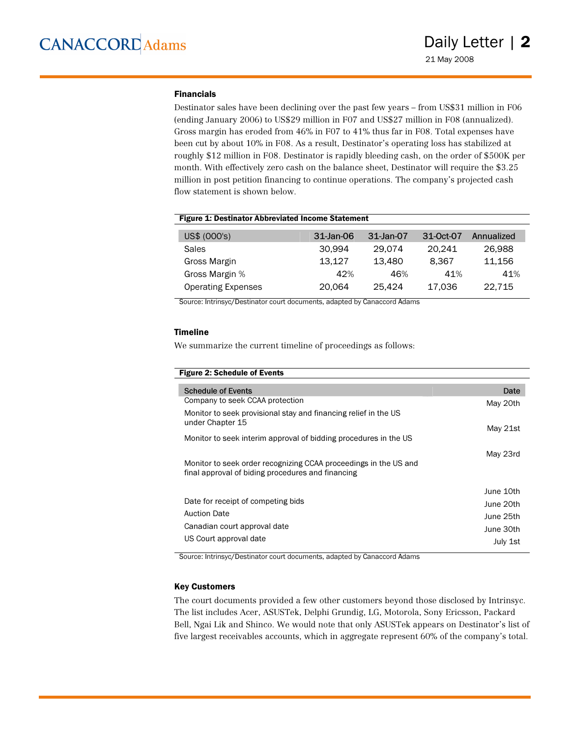### Financials

Destinator sales have been declining over the past few years – from US$31 million in F06 (ending January 2006) to US$29 million in F07 and US$27 million in F08 (annualized). Gross margin has eroded from 46% in F07 to 41% thus far in F08. Total expenses have been cut by about 10% in F08. As a result, Destinator's operating loss has stabilized at roughly $12 million in F08. Destinator is rapidly bleeding cash, on the order of $500K per month. With effectively zero cash on the balance sheet, Destinator will require the $3.25 million in post petition financing to continue operations. The company's projected cash flow statement is shown below.

**Figure 1: Destinator Abbreviated Income Statement**

| US$ (000's) | 31-Jan-06 | 31-Jan-07 | 31-Oct-07 | Annualized |
|---|---|---|---|---|
| Sales | 30,994 | 29,074 | 20,241 | 26,988 |
| Gross Margin | 13,127 | 13,480 | 8,367 | 11,156 |
| Gross Margin % | 42% | 46% | 41% | 41% |
| Operating Expenses | 20,064 | 25,424 | 17,036 | 22,715 |

Source: Intrinsyc/Destinator court documents, adapted by Canaccord Adams

### Timeline

We summarize the current timeline of proceedings as follows:

**Figure 2: Schedule of Events**

| Schedule of Events | Date |
|---|---|
| Company to seek CCAA protection | May 20th |
| Monitor to seek provisional stay and financing relief in the US under Chapter 15 | May 21st |
| Monitor to seek interim approval of bidding procedures in the US | May 23rd |
| Monitor to seek order recognizing CCAA proceedings in the US and final approval of biding procedures and financing | June 10th |
| Date for receipt of competing bids | June 20th |
| Auction Date | June 25th |
| Canadian court approval date | June 30th |
| US Court approval date | July 1st |

Source: Intrinsyc/Destinator court documents, adapted by Canaccord Adams

### Key Customers

The court documents provided a few other customers beyond those disclosed by Intrinsyc. The list includes Acer, ASUSTek, Delphi Grundig, LG, Motorola, Sony Ericsson, Packard Bell, Ngai Lik and Shinco. We would note that only ASUSTek appears on Destinator's list of five largest receivables accounts, which in aggregate represent 60% of the company's total.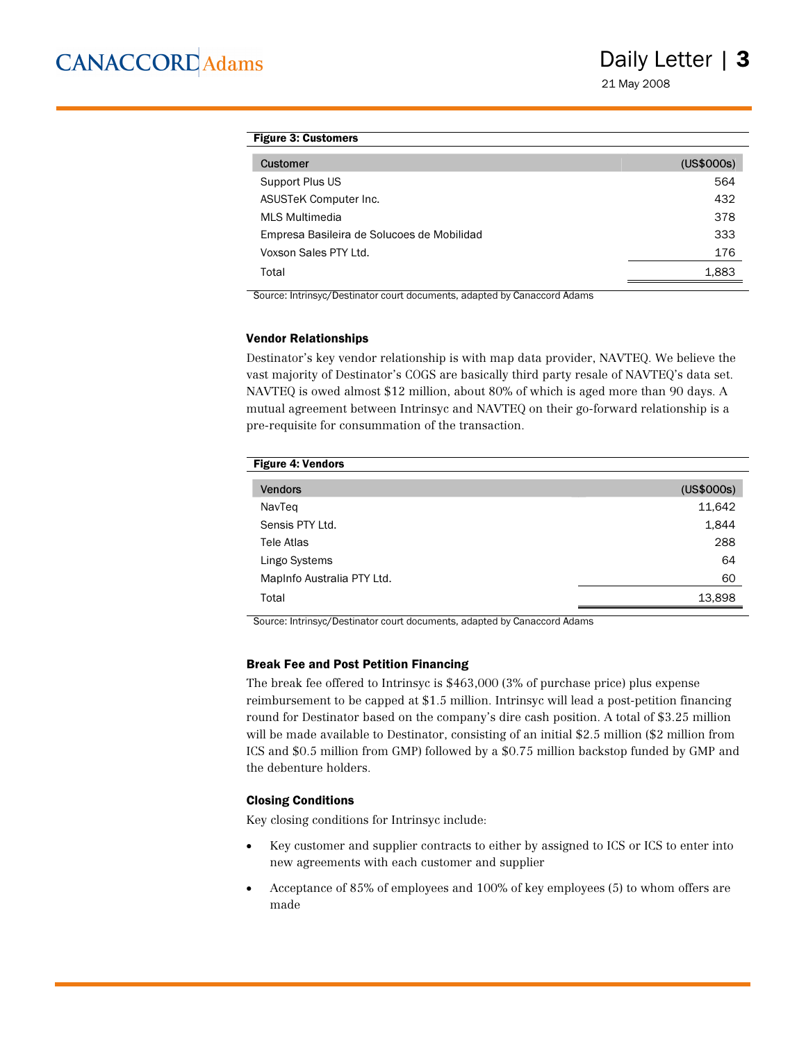**Figure 3: Customers**

| Customer | (US$000s) |
|---|---|
| Support Plus US | 564 |
| ASUSTeK Computer Inc. | 432 |
| MLS Multimedia | 378 |
| Empresa Basileira de Solucoes de Mobilidad | 333 |
| Voxson Sales PTY Ltd. | 176 |
| Total | 1,883 |

Source: Intrinsyc/Destinator court documents, adapted by Canaccord Adams

### Vendor Relationships

Destinator's key vendor relationship is with map data provider, NAVTEQ. We believe the vast majority of Destinator's COGS are basically third party resale of NAVTEQ's data set. NAVTEQ is owed almost $12 million, about 80% of which is aged more than 90 days. A mutual agreement between Intrinsyc and NAVTEQ on their go-forward relationship is a pre-requisite for consummation of the transaction.

**Figure 4: Vendors**

| Vendors | (US$000s) |
|---|---|
| NavTeq | 11,642 |
| Sensis PTY Ltd. | 1,844 |
| Tele Atlas | 288 |
| Lingo Systems | 64 |
| MapInfo Australia PTY Ltd. | 60 |
| Total | 13,898 |

Source: Intrinsyc/Destinator court documents, adapted by Canaccord Adams

### Break Fee and Post Petition Financing

The break fee offered to Intrinsyc is $463,000 (3% of purchase price) plus expense reimbursement to be capped at $1.5 million. Intrinsyc will lead a post-petition financing round for Destinator based on the company's dire cash position. A total of $3.25 million will be made available to Destinator, consisting of an initial $2.5 million ($2 million from ICS and $0.5 million from GMP) followed by a $0.75 million backstop funded by GMP and the debenture holders.

### Closing Conditions

Key closing conditions for Intrinsyc include:

- Key customer and supplier contracts to either by assigned to ICS or ICS to enter into new agreements with each customer and supplier
- Acceptance of 85% of employees and 100% of key employees (5) to whom offers are made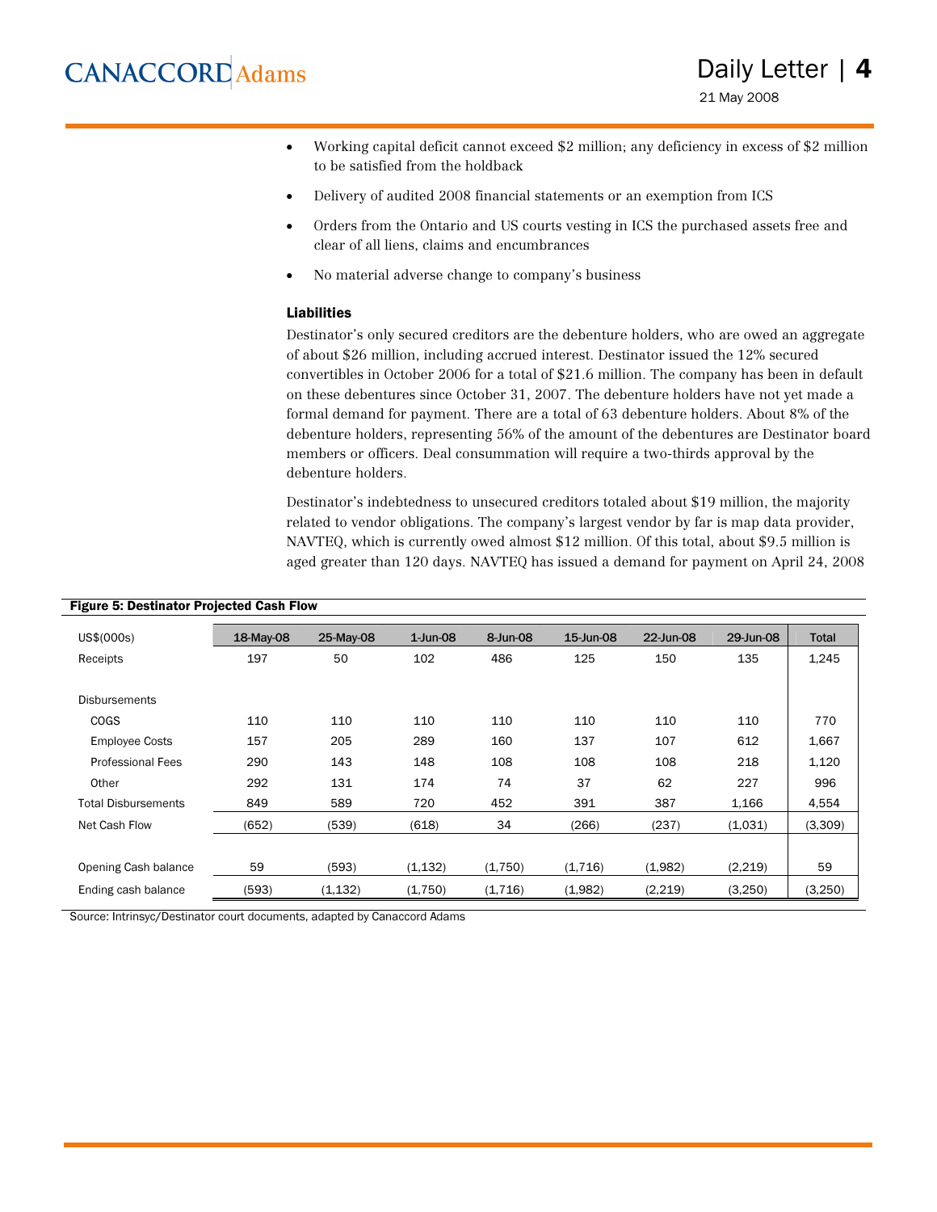- Working capital deficit cannot exceed $2 million; any deficiency in excess of $2 million to be satisfied from the holdback
- Delivery of audited 2008 financial statements or an exemption from ICS
- Orders from the Ontario and US courts vesting in ICS the purchased assets free and clear of all liens, claims and encumbrances
- No material adverse change to company's business

### Liabilities

Destinator's only secured creditors are the debenture holders, who are owed an aggregate of about $26 million, including accrued interest. Destinator issued the 12% secured convertibles in October 2006 for a total of $21.6 million. The company has been in default on these debentures since October 31, 2007. The debenture holders have not yet made a formal demand for payment. There are a total of 63 debenture holders. About 8% of the debenture holders, representing 56% of the amount of the debentures are Destinator board members or officers. Deal consummation will require a two-thirds approval by the debenture holders.

Destinator's indebtedness to unsecured creditors totaled about $19 million, the majority related to vendor obligations. The company's largest vendor by far is map data provider, NAVTEQ, which is currently owed almost $12 million. Of this total, about $9.5 million is aged greater than 120 days. NAVTEQ has issued a demand for payment on April 24, 2008

**Figure 5: Destinator Projected Cash Flow**

| US$(000s) | 18-May-08 | 25-May-08 | 1-Jun-08 | 8-Jun-08 | 15-Jun-08 | 22-Jun-08 | 29-Jun-08 | Total |
|---|---|---|---|---|---|---|---|---|
| Receipts | 197 | 50 | 102 | 486 | 125 | 150 | 135 | 1,245 |
| | | | | | | | | |
| Disbursements | | | | | | | | |
| COGS | 110 | 110 | 110 | 110 | 110 | 110 | 110 | 770 |
| Employee Costs | 157 | 205 | 289 | 160 | 137 | 107 | 612 | 1,667 |
| Professional Fees | 290 | 143 | 148 | 108 | 108 | 108 | 218 | 1,120 |
| Other | 292 | 131 | 174 | 74 | 37 | 62 | 227 | 996 |
| Total Disbursements | 849 | 589 | 720 | 452 | 391 | 387 | 1,166 | 4,554 |
| Net Cash Flow | (652) | (539) | (618) | 34 | (266) | (237) | (1,031) | (3,309) |
| | | | | | | | | |
| Opening Cash balance | 59 | (593) | (1,132) | (1,750) | (1,716) | (1,982) | (2,219) | 59 |
| Ending cash balance | (593) | (1,132) | (1,750) | (1,716) | (1,982) | (2,219) | (3,250) | (3,250) |

Source: Intrinsyc/Destinator court documents, adapted by Canaccord Adams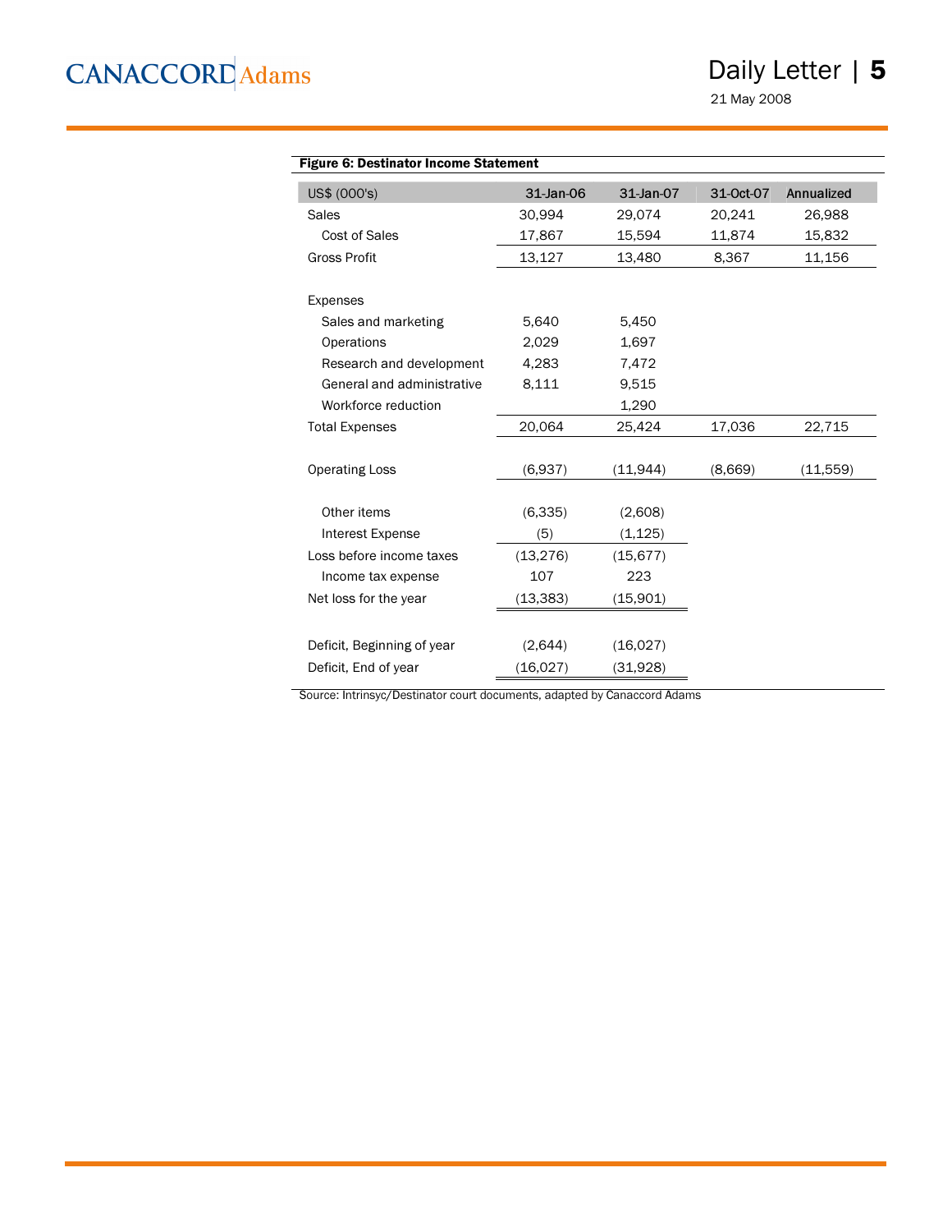**Figure 6: Destinator Income Statement**

| US$ (000's) | 31-Jan-06 | 31-Jan-07 | 31-Oct-07 | Annualized |
|---|---|---|---|---|
| Sales | 30,994 | 29,074 | 20,241 | 26,988 |
| Cost of Sales | 17,867 | 15,594 | 11,874 | 15,832 |
| Gross Profit | 13,127 | 13,480 | 8,367 | 11,156 |
| | | | | |
| Expenses | | | | |
| Sales and marketing | 5,640 | 5,450 | | |
| Operations | 2,029 | 1,697 | | |
| Research and development | 4,283 | 7,472 | | |
| General and administrative | 8,111 | 9,515 | | |
| Workforce reduction | | 1,290 | | |
| Total Expenses | 20,064 | 25,424 | 17,036 | 22,715 |
| | | | | |
| Operating Loss | (6,937) | (11,944) | (8,669) | (11,559) |
| | | | | |
| Other items | (6,335) | (2,608) | | |
| Interest Expense | (5) | (1,125) | | |
| Loss before income taxes | (13,276) | (15,677) | | |
| Income tax expense | 107 | 223 | | |
| Net loss for the year | (13,383) | (15,901) | | |
| | | | | |
| Deficit, Beginning of year | (2,644) | (16,027) | | |
| Deficit, End of year | (16,027) | (31,928) | | |

Source: Intrinsyc/Destinator court documents, adapted by Canaccord Adams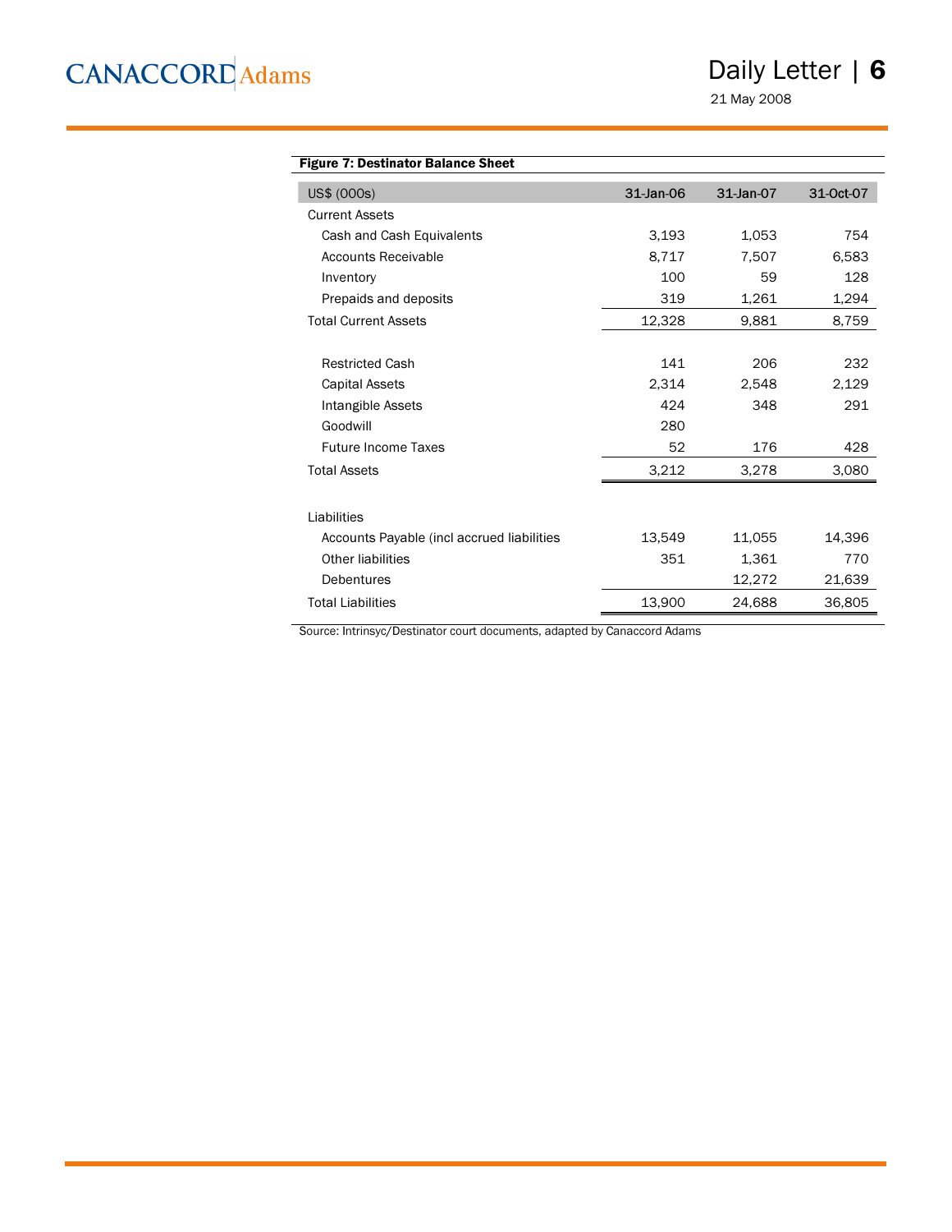**Figure 7: Destinator Balance Sheet**

| US$ (000s) | 31-Jan-06 | 31-Jan-07 | 31-Oct-07 |
|---|---|---|---|
| Current Assets | | | |
| Cash and Cash Equivalents | 3,193 | 1,053 | 754 |
| Accounts Receivable | 8,717 | 7,507 | 6,583 |
| Inventory | 100 | 59 | 128 |
| Prepaids and deposits | 319 | 1,261 | 1,294 |
| Total Current Assets | 12,328 | 9,881 | 8,759 |
| | | | |
| Restricted Cash | 141 | 206 | 232 |
| Capital Assets | 2,314 | 2,548 | 2,129 |
| Intangible Assets | 424 | 348 | 291 |
| Goodwill | 280 | | |
| Future Income Taxes | 52 | 176 | 428 |
| Total Assets | 3,212 | 3,278 | 3,080 |
| | | | |
| Liabilities | | | |
| Accounts Payable (incl accrued liabilities | 13,549 | 11,055 | 14,396 |
| Other liabilities | 351 | 1,361 | 770 |
| Debentures | | 12,272 | 21,639 |
| Total Liabilities | 13,900 | 24,688 | 36,805 |

Source: Intrinsyc/Destinator court documents, adapted by Canaccord Adams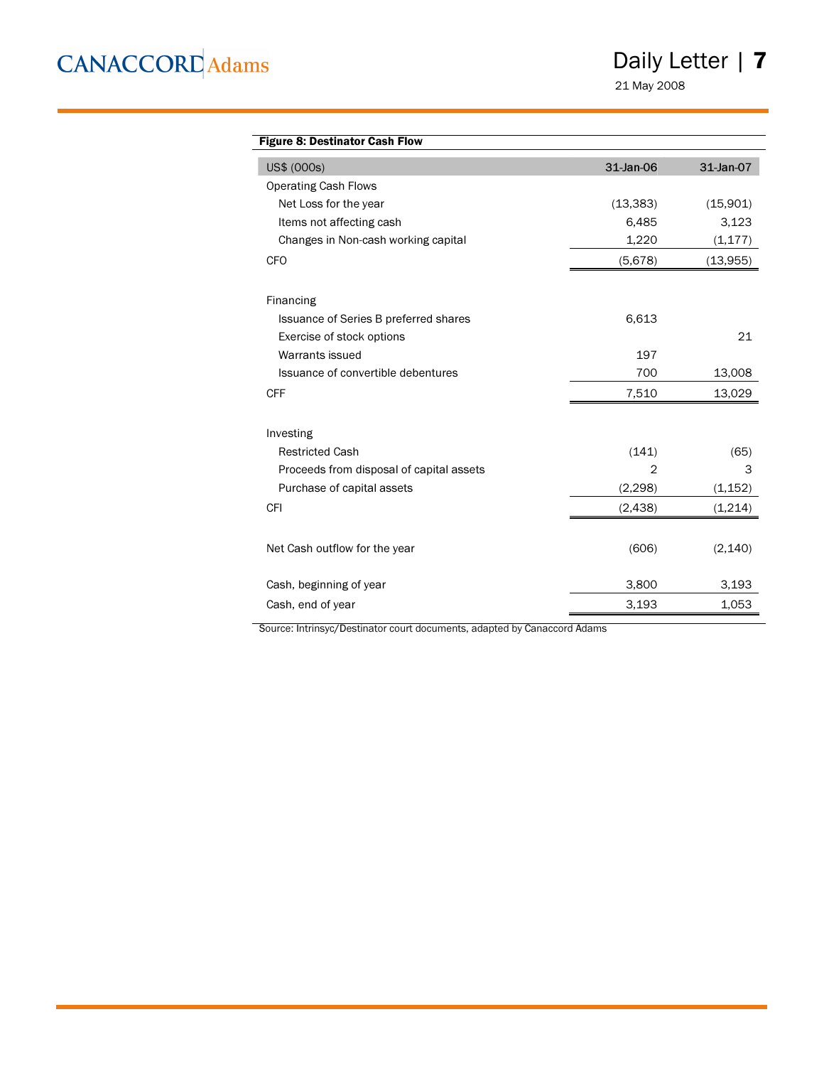**Figure 8: Destinator Cash Flow**

| US$ (000s) | 31-Jan-06 | 31-Jan-07 |
|---|---|---|
| Operating Cash Flows | | |
| Net Loss for the year | (13,383) | (15,901) |
| Items not affecting cash | 6,485 | 3,123 |
| Changes in Non-cash working capital | 1,220 | (1,177) |
| CFO | (5,678) | (13,955) |
| | | |
| Financing | | |
| Issuance of Series B preferred shares | 6,613 | |
| Exercise of stock options | | 21 |
| Warrants issued | 197 | |
| Issuance of convertible debentures | 700 | 13,008 |
| CFF | 7,510 | 13,029 |
| | | |
| Investing | | |
| Restricted Cash | (141) | (65) |
| Proceeds from disposal of capital assets | 2 | 3 |
| Purchase of capital assets | (2,298) | (1,152) |
| CFI | (2,438) | (1,214) |
| | | |
| Net Cash outflow for the year | (606) | (2,140) |
| | | |
| Cash, beginning of year | 3,800 | 3,193 |
| Cash, end of year | 3,193 | 1,053 |

Source: Intrinsyc/Destinator court documents, adapted by Canaccord Adams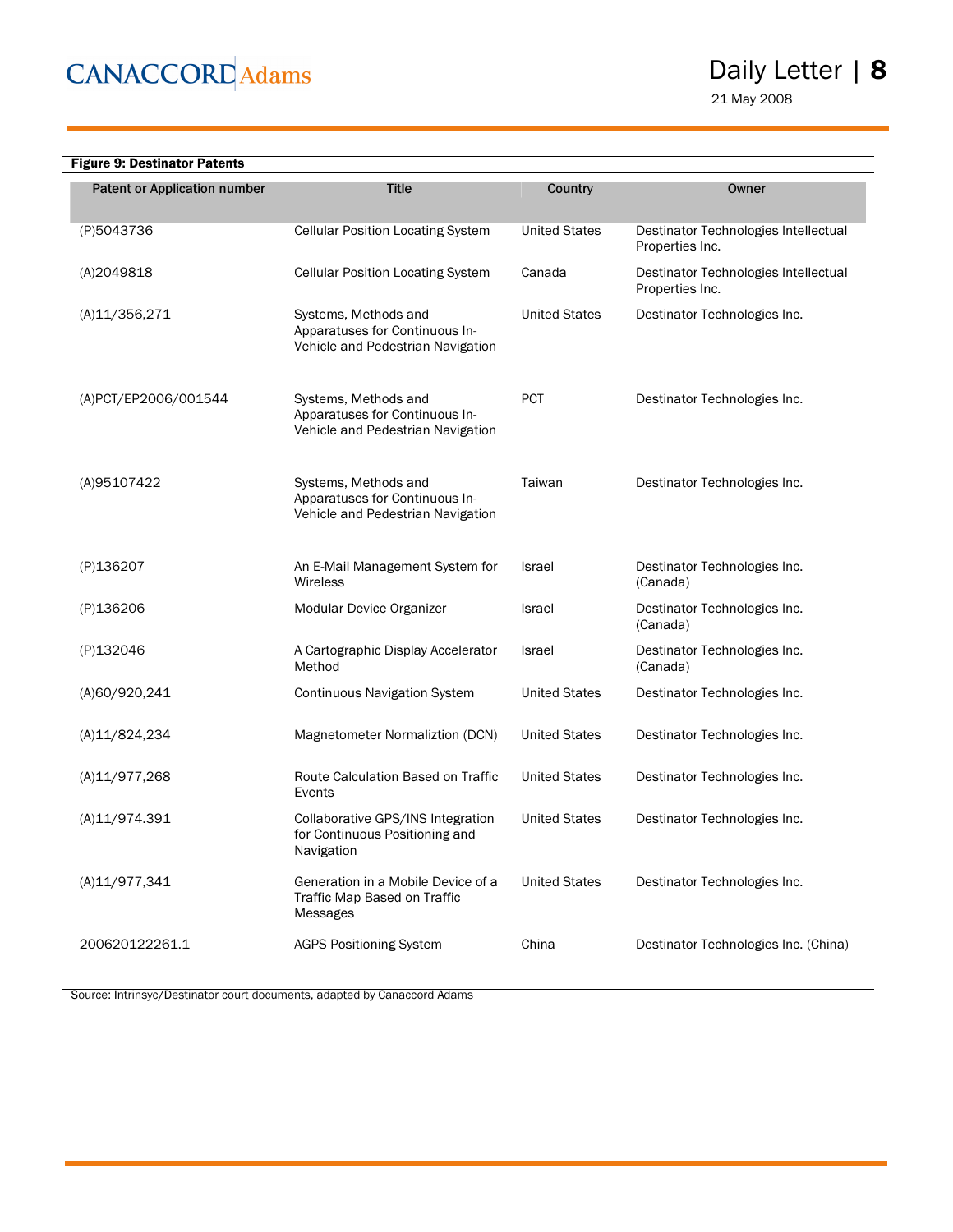**Figure 9: Destinator Patents**

| Patent or Application number | Title | Country | Owner |
|---|---|---|---|
| (P)5043736 | Cellular Position Locating System | United States | Destinator Technologies Intellectual Properties Inc. |
| (A)2049818 | Cellular Position Locating System | Canada | Destinator Technologies Intellectual Properties Inc. |
| (A)11/356,271 | Systems, Methods and Apparatuses for Continuous In-Vehicle and Pedestrian Navigation | United States | Destinator Technologies Inc. |
| (A)PCT/EP2006/001544 | Systems, Methods and Apparatuses for Continuous In-Vehicle and Pedestrian Navigation | PCT | Destinator Technologies Inc. |
| (A)95107422 | Systems, Methods and Apparatuses for Continuous In-Vehicle and Pedestrian Navigation | Taiwan | Destinator Technologies Inc. |
| (P)136207 | An E-Mail Management System for Wireless | Israel | Destinator Technologies Inc. (Canada) |
| (P)136206 | Modular Device Organizer | Israel | Destinator Technologies Inc. (Canada) |
| (P)132046 | A Cartographic Display Accelerator Method | Israel | Destinator Technologies Inc. (Canada) |
| (A)60/920,241 | Continuous Navigation System | United States | Destinator Technologies Inc. |
| (A)11/824,234 | Magnetometer Normaliztion (DCN) | United States | Destinator Technologies Inc. |
| (A)11/977,268 | Route Calculation Based on Traffic Events | United States | Destinator Technologies Inc. |
| (A)11/974.391 | Collaborative GPS/INS Integration for Continuous Positioning and Navigation | United States | Destinator Technologies Inc. |
| (A)11/977,341 | Generation in a Mobile Device of a Traffic Map Based on Traffic Messages | United States | Destinator Technologies Inc. |
| 200620122261.1 | AGPS Positioning System | China | Destinator Technologies Inc. (China) |

Source: Intrinsyc/Destinator court documents, adapted by Canaccord Adams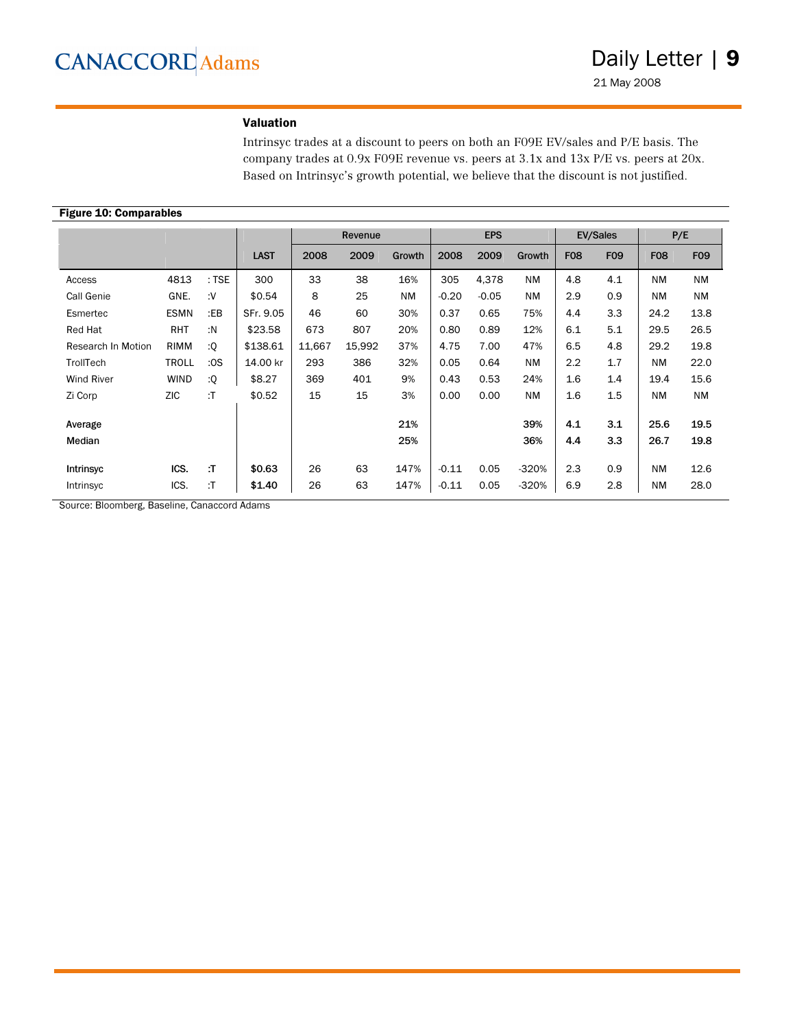### Valuation

Intrinsyc trades at a discount to peers on both an F09E EV/sales and P/E basis. The company trades at 0.9x F09E revenue vs. peers at 3.1x and 13x P/E vs. peers at 20x. Based on Intrinsyc's growth potential, we believe that the discount is not justified.

**Figure 10: Comparables**

| | | | | Revenue | | | EPS | | | EV/Sales | | P/E | |
|---|---|---|---|---|---|---|---|---|---|---|---|---|---|
| | | | LAST | 2008 | 2009 | Growth | 2008 | 2009 | Growth | F08 | F09 | F08 | F09 |
| Access | 4813 | : TSE | 300 | 33 | 38 | 16% | 305 | 4,378 | NM | 4.8 | 4.1 | NM | NM |
| Call Genie | GNE. | :V | $0.54 | 8 | 25 | NM | -0.20 | -0.05 | NM | 2.9 | 0.9 | NM | NM |
| Esmertec | ESMN | :EB | SFr. 9.05 | 46 | 60 | 30% | 0.37 | 0.65 | 75% | 4.4 | 3.3 | 24.2 | 13.8 |
| Red Hat | RHT | :N | $23.58 | 673 | 807 | 20% | 0.80 | 0.89 | 12% | 6.1 | 5.1 | 29.5 | 26.5 |
| Research In Motion | RIMM | :Q | $138.61 | 11,667 | 15,992 | 37% | 4.75 | 7.00 | 47% | 6.5 | 4.8 | 29.2 | 19.8 |
| TrollTech | TROLL | :OS | 14.00 kr | 293 | 386 | 32% | 0.05 | 0.64 | NM | 2.2 | 1.7 | NM | 22.0 |
| Wind River | WIND | :Q | $8.27 | 369 | 401 | 9% | 0.43 | 0.53 | 24% | 1.6 | 1.4 | 19.4 | 15.6 |
| Zi Corp | ZIC | :T | $0.52 | 15 | 15 | 3% | 0.00 | 0.00 | NM | 1.6 | 1.5 | NM | NM |
| **Average** | | | | | | **21%** | | | **39%** | **4.1** | **3.1** | **25.6** | **19.5** |
| **Median** | | | | | | **25%** | | | **36%** | **4.4** | **3.3** | **26.7** | **19.8** |
| **Intrinsyc** | **ICS.** | **:T** | **$0.63** | 26 | 63 | 147% | -0.11 | 0.05 | -320% | 2.3 | 0.9 | NM | 12.6 |
| Intrinsyc | ICS. | :T | **$1.40** | 26 | 63 | 147% | -0.11 | 0.05 | -320% | 6.9 | 2.8 | NM | 28.0 |

Source: Bloomberg, Baseline, Canaccord Adams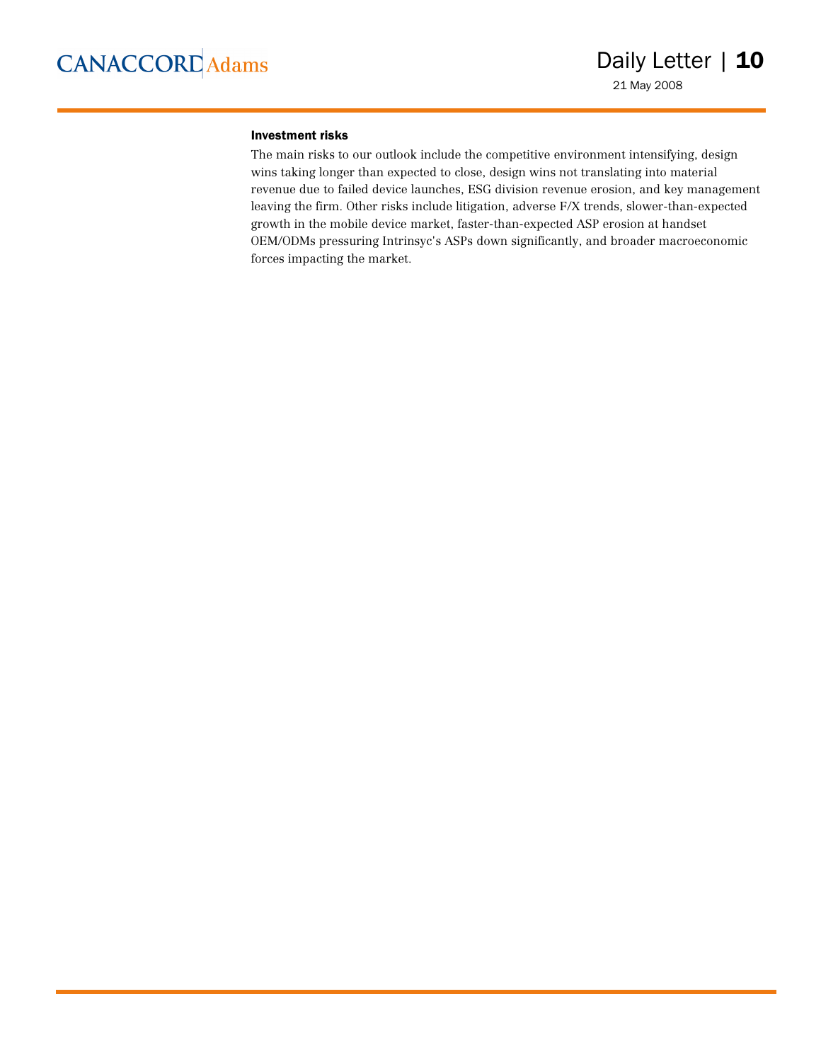### Investment risks

The main risks to our outlook include the competitive environment intensifying, design wins taking longer than expected to close, design wins not translating into material revenue due to failed device launches, ESG division revenue erosion, and key management leaving the firm. Other risks include litigation, adverse F/X trends, slower-than-expected growth in the mobile device market, faster-than-expected ASP erosion at handset OEM/ODMs pressuring Intrinsyc's ASPs down significantly, and broader macroeconomic forces impacting the market.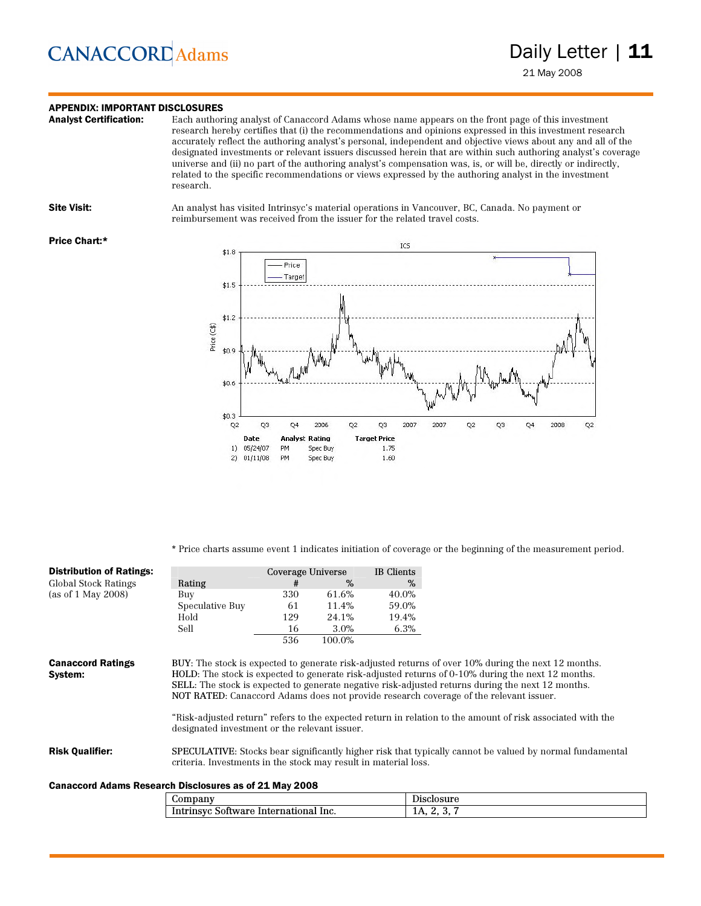## APPENDIX: IMPORTANT DISCLOSURES

**Analyst Certification:** Each authoring analyst of Canaccord Adams whose name appears on the front page of this investment research hereby certifies that (i) the recommendations and opinions expressed in this investment research accurately reflect the authoring analyst's personal, independent and objective views about any and all of the designated investments or relevant issuers discussed herein that are within such authoring analyst's coverage universe and (ii) no part of the authoring analyst's compensation was, is, or will be, directly or indirectly, related to the specific recommendations or views expressed by the authoring analyst in the investment research.

**Site Visit:** An analyst has visited Intrinsyc's material operations in Vancouver, BC, Canada. No payment or reimbursement was received from the issuer for the related travel costs.

**Price Chart:***

ICS

| | Date | Analyst | Rating | Target Price |
|---|---|---|---|---|
| 1) | 05/24/07 | PM | Spec Buy | 1.75 |
| 2) | 01/11/08 | PM | Spec Buy | 1.60 |

\* Price charts assume event 1 indicates initiation of coverage or the beginning of the measurement period.

**Distribution of Ratings:**
Global Stock Ratings
(as of 1 May 2008)

| | Coverage Universe | | IB Clients |
|---|---|---|---|
| Rating | # | % | % |
| Buy | 330 | 61.6% | 40.0% |
| Speculative Buy | 61 | 11.4% | 59.0% |
| Hold | 129 | 24.1% | 19.4% |
| Sell | 16 | 3.0% | 6.3% |
| | 536 | 100.0% | |

**Canaccord Ratings System:**

BUY: The stock is expected to generate risk-adjusted returns of over 10% during the next 12 months.
HOLD: The stock is expected to generate risk-adjusted returns of 0-10% during the next 12 months.
SELL: The stock is expected to generate negative risk-adjusted returns during the next 12 months.
NOT RATED: Canaccord Adams does not provide research coverage of the relevant issuer.

"Risk-adjusted return" refers to the expected return in relation to the amount of risk associated with the designated investment or the relevant issuer.

**Risk Qualifier:** SPECULATIVE: Stocks bear significantly higher risk that typically cannot be valued by normal fundamental criteria. Investments in the stock may result in material loss.

**Canaccord Adams Research Disclosures as of 21 May 2008**

| Company | Disclosure |
|---|---|
| Intrinsyc Software International Inc. | 1A, 2, 3, 7 |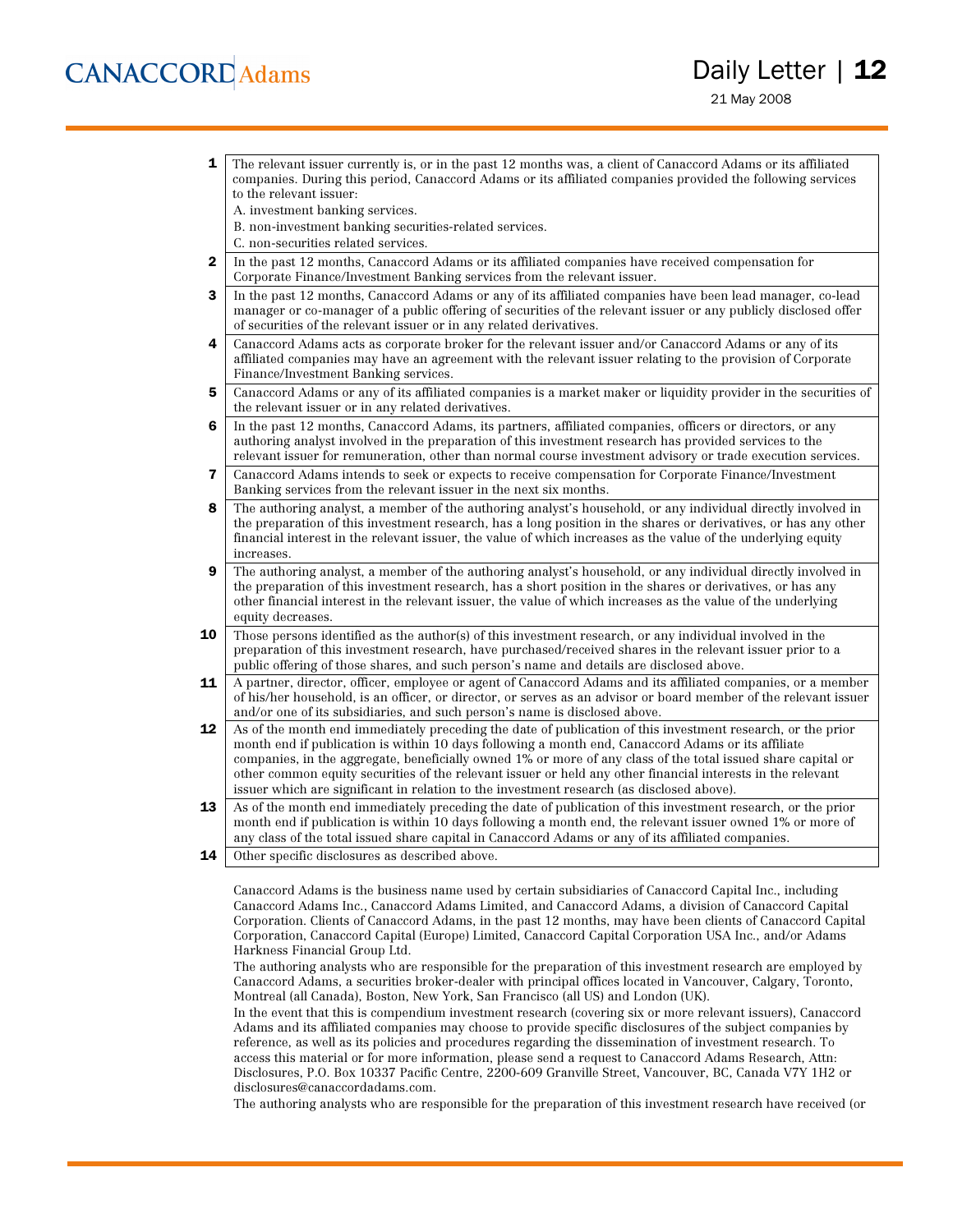| | |
|---|---|
| 1 | The relevant issuer currently is, or in the past 12 months was, a client of Canaccord Adams or its affiliated companies. During this period, Canaccord Adams or its affiliated companies provided the following services to the relevant issuer:<br>A. investment banking services.<br>B. non-investment banking securities-related services.<br>C. non-securities related services. |
| 2 | In the past 12 months, Canaccord Adams or its affiliated companies have received compensation for Corporate Finance/Investment Banking services from the relevant issuer. |
| 3 | In the past 12 months, Canaccord Adams or any of its affiliated companies have been lead manager, co-lead manager or co-manager of a public offering of securities of the relevant issuer or any publicly disclosed offer of securities of the relevant issuer or in any related derivatives. |
| 4 | Canaccord Adams acts as corporate broker for the relevant issuer and/or Canaccord Adams or any of its affiliated companies may have an agreement with the relevant issuer relating to the provision of Corporate Finance/Investment Banking services. |
| 5 | Canaccord Adams or any of its affiliated companies is a market maker or liquidity provider in the securities of the relevant issuer or in any related derivatives. |
| 6 | In the past 12 months, Canaccord Adams, its partners, affiliated companies, officers or directors, or any authoring analyst involved in the preparation of this investment research has provided services to the relevant issuer for remuneration, other than normal course investment advisory or trade execution services. |
| 7 | Canaccord Adams intends to seek or expects to receive compensation for Corporate Finance/Investment Banking services from the relevant issuer in the next six months. |
| 8 | The authoring analyst, a member of the authoring analyst's household, or any individual directly involved in the preparation of this investment research, has a long position in the shares or derivatives, or has any other financial interest in the relevant issuer, the value of which increases as the value of the underlying equity increases. |
| 9 | The authoring analyst, a member of the authoring analyst's household, or any individual directly involved in the preparation of this investment research, has a short position in the shares or derivatives, or has any other financial interest in the relevant issuer, the value of which increases as the value of the underlying equity decreases. |
| 10 | Those persons identified as the author(s) of this investment research, or any individual involved in the preparation of this investment research, have purchased/received shares in the relevant issuer prior to a public offering of those shares, and such person's name and details are disclosed above. |
| 11 | A partner, director, officer, employee or agent of Canaccord Adams and its affiliated companies, or a member of his/her household, is an officer, or director, or serves as an advisor or board member of the relevant issuer and/or one of its subsidiaries, and such person's name is disclosed above. |
| 12 | As of the month end immediately preceding the date of publication of this investment research, or the prior month end if publication is within 10 days following a month end, Canaccord Adams or its affiliate companies, in the aggregate, beneficially owned 1% or more of any class of the total issued share capital or other common equity securities of the relevant issuer or held any other financial interests in the relevant issuer which are significant in relation to the investment research (as disclosed above). |
| 13 | As of the month end immediately preceding the date of publication of this investment research, or the prior month end if publication is within 10 days following a month end, the relevant issuer owned 1% or more of any class of the total issued share capital in Canaccord Adams or any of its affiliated companies. |
| 14 | Other specific disclosures as described above. |

Canaccord Adams is the business name used by certain subsidiaries of Canaccord Capital Inc., including Canaccord Adams Inc., Canaccord Adams Limited, and Canaccord Adams, a division of Canaccord Capital Corporation. Clients of Canaccord Adams, in the past 12 months, may have been clients of Canaccord Capital Corporation, Canaccord Capital (Europe) Limited, Canaccord Capital Corporation USA Inc., and/or Adams Harkness Financial Group Ltd.

The authoring analysts who are responsible for the preparation of this investment research are employed by Canaccord Adams, a securities broker-dealer with principal offices located in Vancouver, Calgary, Toronto, Montreal (all Canada), Boston, New York, San Francisco (all US) and London (UK).

In the event that this is compendium investment research (covering six or more relevant issuers), Canaccord Adams and its affiliated companies may choose to provide specific disclosures of the subject companies by reference, as well as its policies and procedures regarding the dissemination of investment research. To access this material or for more information, please send a request to Canaccord Adams Research, Attn: Disclosures, P.O. Box 10337 Pacific Centre, 2200-609 Granville Street, Vancouver, BC, Canada V7Y 1H2 or disclosures@canaccordadams.com.

The authoring analysts who are responsible for the preparation of this investment research have received (or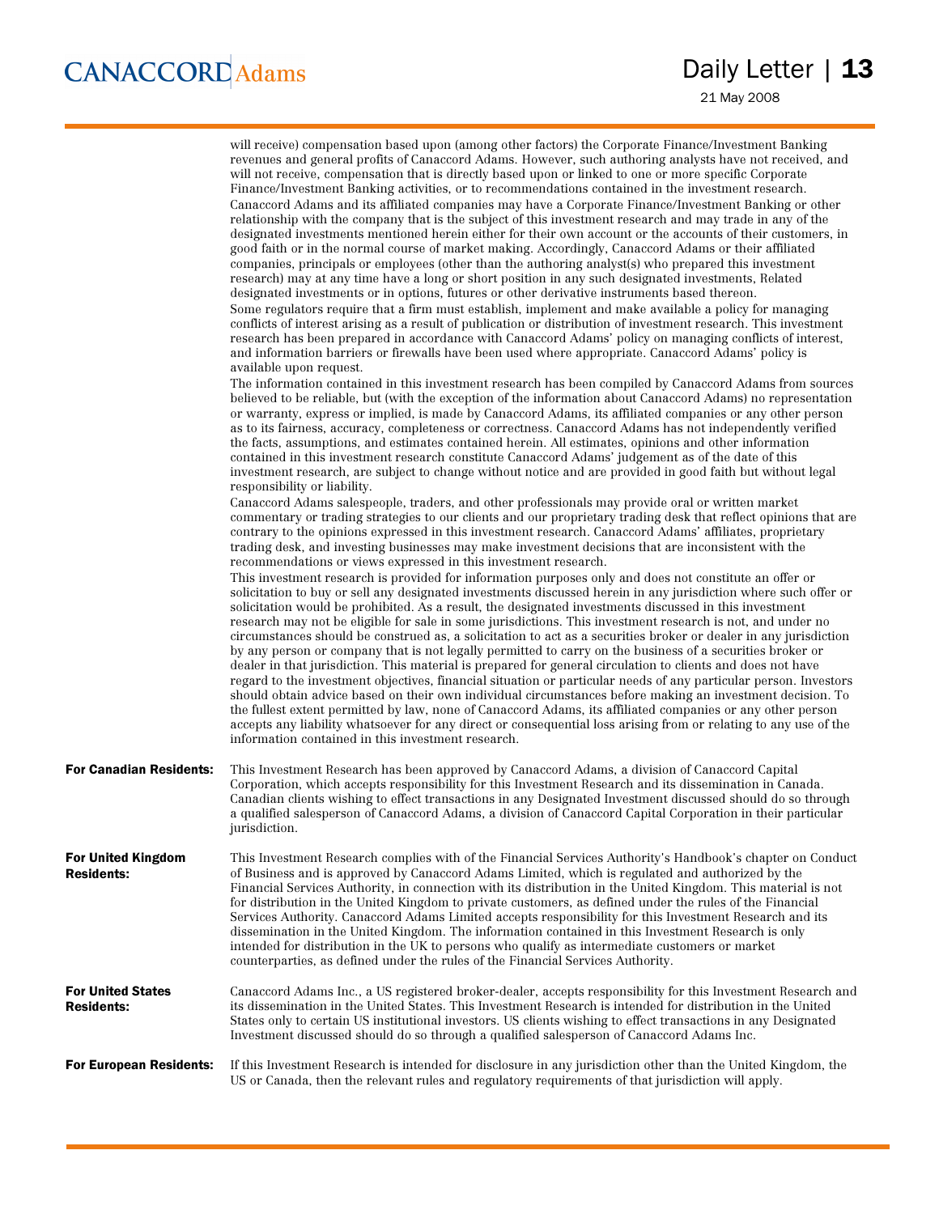will receive) compensation based upon (among other factors) the Corporate Finance/Investment Banking revenues and general profits of Canaccord Adams. However, such authoring analysts have not received, and will not receive, compensation that is directly based upon or linked to one or more specific Corporate Finance/Investment Banking activities, or to recommendations contained in the investment research.

Canaccord Adams and its affiliated companies may have a Corporate Finance/Investment Banking or other relationship with the company that is the subject of this investment research and may trade in any of the designated investments mentioned herein either for their own account or the accounts of their customers, in good faith or in the normal course of market making. Accordingly, Canaccord Adams or their affiliated companies, principals or employees (other than the authoring analyst(s) who prepared this investment research) may at any time have a long or short position in any such designated investments, Related designated investments or in options, futures or other derivative instruments based thereon.

Some regulators require that a firm must establish, implement and make available a policy for managing conflicts of interest arising as a result of publication or distribution of investment research. This investment research has been prepared in accordance with Canaccord Adams' policy on managing conflicts of interest, and information barriers or firewalls have been used where appropriate. Canaccord Adams' policy is available upon request.

The information contained in this investment research has been compiled by Canaccord Adams from sources believed to be reliable, but (with the exception of the information about Canaccord Adams) no representation or warranty, express or implied, is made by Canaccord Adams, its affiliated companies or any other person as to its fairness, accuracy, completeness or correctness. Canaccord Adams has not independently verified the facts, assumptions, and estimates contained herein. All estimates, opinions and other information contained in this investment research constitute Canaccord Adams' judgement as of the date of this investment research, are subject to change without notice and are provided in good faith but without legal responsibility or liability.

Canaccord Adams salespeople, traders, and other professionals may provide oral or written market commentary or trading strategies to our clients and our proprietary trading desk that reflect opinions that are contrary to the opinions expressed in this investment research. Canaccord Adams' affiliates, proprietary trading desk, and investing businesses may make investment decisions that are inconsistent with the recommendations or views expressed in this investment research.

This investment research is provided for information purposes only and does not constitute an offer or solicitation to buy or sell any designated investments discussed herein in any jurisdiction where such offer or solicitation would be prohibited. As a result, the designated investments discussed in this investment research may not be eligible for sale in some jurisdictions. This investment research is not, and under no circumstances should be construed as, a solicitation to act as a securities broker or dealer in any jurisdiction by any person or company that is not legally permitted to carry on the business of a securities broker or dealer in that jurisdiction. This material is prepared for general circulation to clients and does not have regard to the investment objectives, financial situation or particular needs of any particular person. Investors should obtain advice based on their own individual circumstances before making an investment decision. To the fullest extent permitted by law, none of Canaccord Adams, its affiliated companies or any other person accepts any liability whatsoever for any direct or consequential loss arising from or relating to any use of the information contained in this investment research.

**For Canadian Residents:** This Investment Research has been approved by Canaccord Adams, a division of Canaccord Capital Corporation, which accepts responsibility for this Investment Research and its dissemination in Canada. Canadian clients wishing to effect transactions in any Designated Investment discussed should do so through a qualified salesperson of Canaccord Adams, a division of Canaccord Capital Corporation in their particular jurisdiction.

**For United Kingdom Residents:** This Investment Research complies with of the Financial Services Authority's Handbook's chapter on Conduct of Business and is approved by Canaccord Adams Limited, which is regulated and authorized by the Financial Services Authority, in connection with its distribution in the United Kingdom. This material is not for distribution in the United Kingdom to private customers, as defined under the rules of the Financial Services Authority. Canaccord Adams Limited accepts responsibility for this Investment Research and its dissemination in the United Kingdom. The information contained in this Investment Research is only intended for distribution in the UK to persons who qualify as intermediate customers or market counterparties, as defined under the rules of the Financial Services Authority.

**For United States Residents:** Canaccord Adams Inc., a US registered broker-dealer, accepts responsibility for this Investment Research and its dissemination in the United States. This Investment Research is intended for distribution in the United States only to certain US institutional investors. US clients wishing to effect transactions in any Designated Investment discussed should do so through a qualified salesperson of Canaccord Adams Inc.

**For European Residents:** If this Investment Research is intended for disclosure in any jurisdiction other than the United Kingdom, the US or Canada, then the relevant rules and regulatory requirements of that jurisdiction will apply.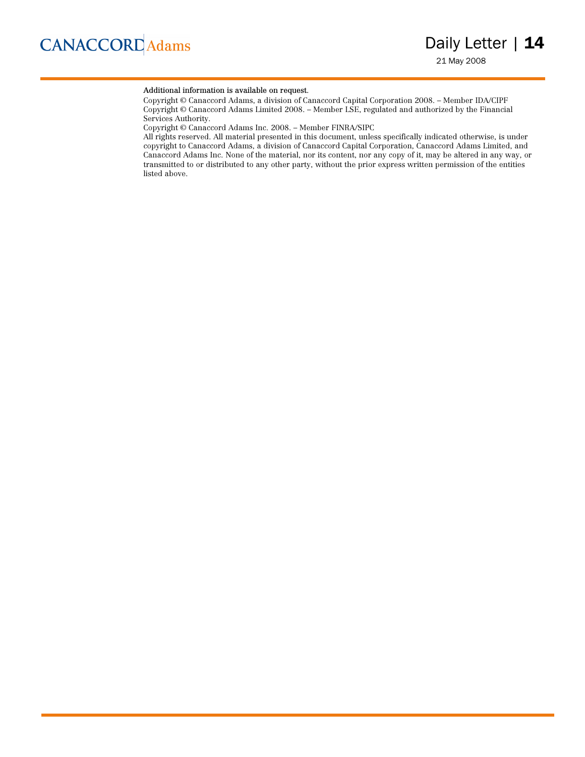**Additional information is available on request.**

Copyright © Canaccord Adams, a division of Canaccord Capital Corporation 2008. – Member IDA/CIPF

Copyright © Canaccord Adams Limited 2008. – Member LSE, regulated and authorized by the Financial Services Authority.

Copyright © Canaccord Adams Inc. 2008. – Member FINRA/SIPC

All rights reserved. All material presented in this document, unless specifically indicated otherwise, is under copyright to Canaccord Adams, a division of Canaccord Capital Corporation, Canaccord Adams Limited, and Canaccord Adams Inc. None of the material, nor its content, nor any copy of it, may be altered in any way, or transmitted to or distributed to any other party, without the prior express written permission of the entities listed above.